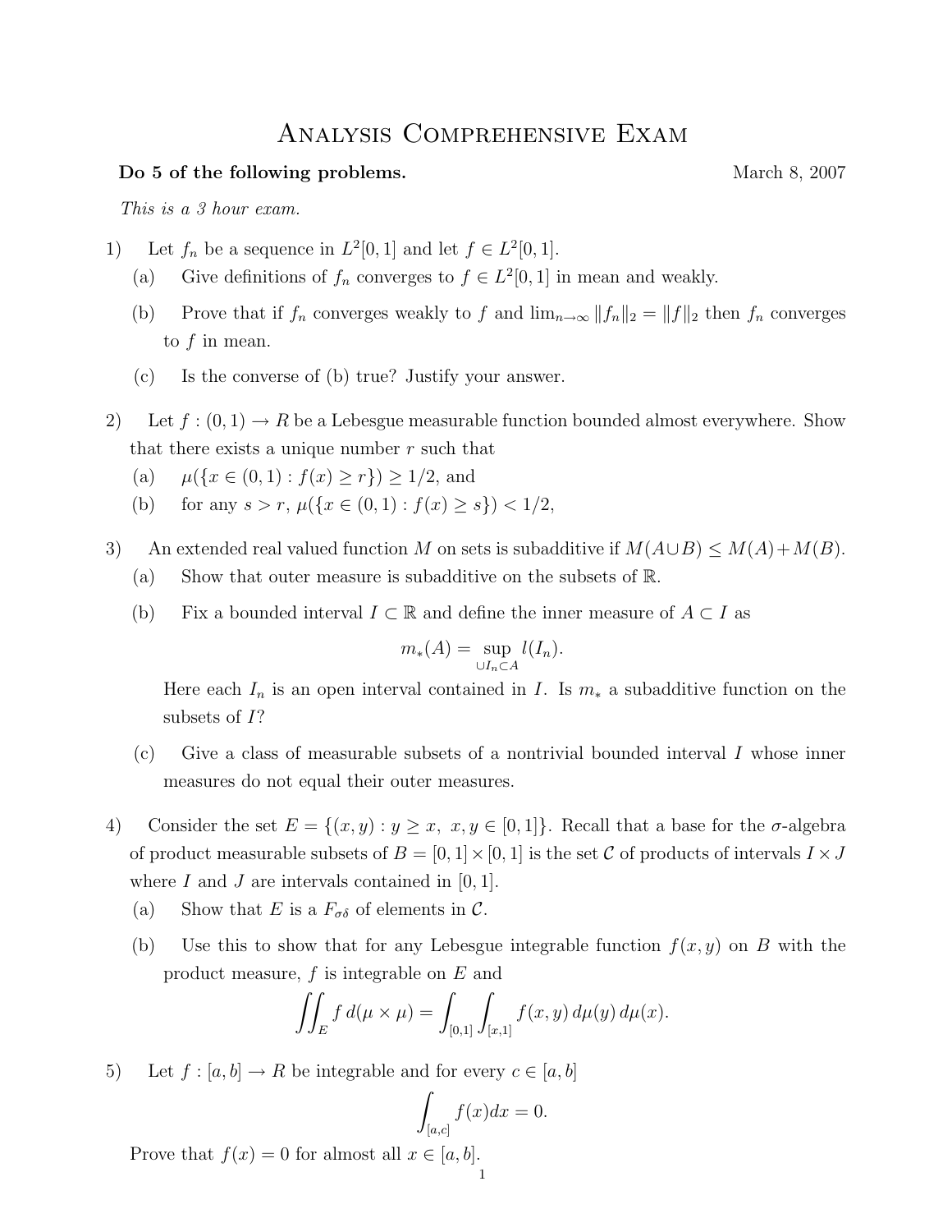# Analysis Comprehensive Exam

**Do 5 of the following problems.** March 8, 2007

*This is a 3 hour exam.*

1) Let $f_n$ be a sequence in $L^2[0,1]$ and let $f \in L^2[0,1]$.

 (a) Give definitions of $f_n$ converges to $f \in L^2[0,1]$ in mean and weakly.

 (b) Prove that if $f_n$ converges weakly to $f$ and $\lim_{n\to\infty} \|f_n\|_2 = \|f\|_2$ then $f_n$ converges to $f$ in mean.

 (c) Is the converse of (b) true? Justify your answer.

2) Let $f : (0,1) \to R$ be a Lebesgue measurable function bounded almost everywhere. Show that there exists a unique number $r$ such that

 (a) $\mu(\{x \in (0,1) : f(x) \geq r\}) \geq 1/2$, and

 (b) for any $s > r$, $\mu(\{x \in (0,1) : f(x) \geq s\}) < 1/2$,

3) An extended real valued function $M$ on sets is subadditive if $M(A \cup B) \leq M(A) + M(B)$.

 (a) Show that outer measure is subadditive on the subsets of $\mathbb{R}$.

 (b) Fix a bounded interval $I \subset \mathbb{R}$ and define the inner measure of $A \subset I$ as

$$m_*(A) = \sup_{\cup I_n \subset A} l(I_n).$$

 Here each $I_n$ is an open interval contained in $I$. Is $m_*$ a subadditive function on the subsets of $I$?

 (c) Give a class of measurable subsets of a nontrivial bounded interval $I$ whose inner measures do not equal their outer measures.

4) Consider the set $E = \{(x,y) : y \geq x, \; x, y \in [0,1]\}$. Recall that a base for the $\sigma$-algebra of product measurable subsets of $B = [0,1] \times [0,1]$ is the set $\mathcal{C}$ of products of intervals $I \times J$ where $I$ and $J$ are intervals contained in $[0,1]$.

 (a) Show that $E$ is a $F_{\sigma\delta}$ of elements in $\mathcal{C}$.

 (b) Use this to show that for any Lebesgue integrable function $f(x,y)$ on $B$ with the product measure, $f$ is integrable on $E$ and

$$\iint_E f \, d(\mu \times \mu) = \int_{[0,1]} \int_{[x,1]} f(x,y) \, d\mu(y) \, d\mu(x).$$

5) Let $f : [a,b] \to R$ be integrable and for every $c \in [a,b]$

$$\int_{[a,c]} f(x) dx = 0.$$

Prove that $f(x) = 0$ for almost all $x \in [a,b]$.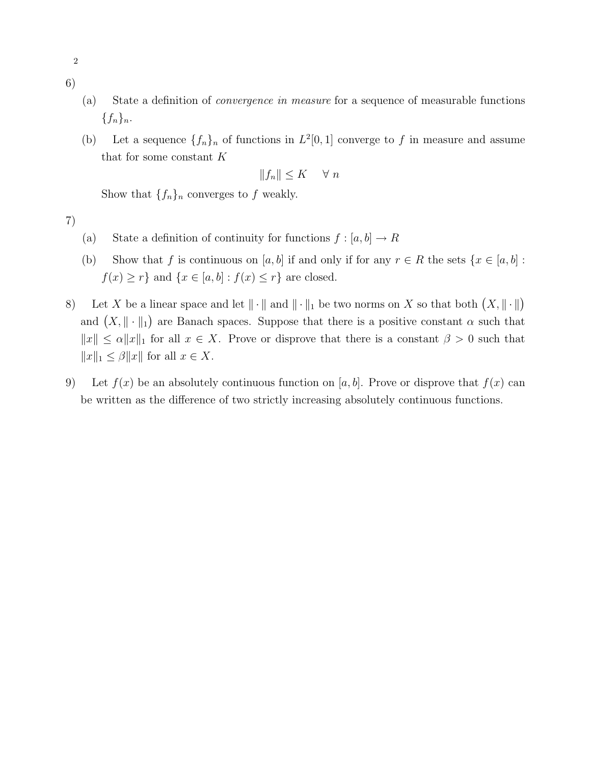6)

(a) State a definition of *convergence in measure* for a sequence of measurable functions $\{f_n\}_n$.

(b) Let a sequence $\{f_n\}_n$ of functions in $L^2[0,1]$ converge to $f$ in measure and assume that for some constant $K$

$$\|f_n\| \leq K \quad \forall\ n$$

Show that $\{f_n\}_n$ converges to $f$ weakly.

7)

(a) State a definition of continuity for functions $f : [a,b] \to R$

(b) Show that $f$ is continuous on $[a,b]$ if and only if for any $r \in R$ the sets $\{x \in [a,b] : f(x) \geq r\}$ and $\{x \in [a,b] : f(x) \leq r\}$ are closed.

8) Let $X$ be a linear space and let $\|\cdot\|$ and $\|\cdot\|_1$ be two norms on $X$ so that both $(X, \|\cdot\|)$ and $(X, \|\cdot\|_1)$ are Banach spaces. Suppose that there is a positive constant $\alpha$ such that $\|x\| \leq \alpha\|x\|_1$ for all $x \in X$. Prove or disprove that there is a constant $\beta > 0$ such that $\|x\|_1 \leq \beta\|x\|$ for all $x \in X$.

9) Let $f(x)$ be an absolutely continuous function on $[a,b]$. Prove or disprove that $f(x)$ can be written as the difference of two strictly increasing absolutely continuous functions.